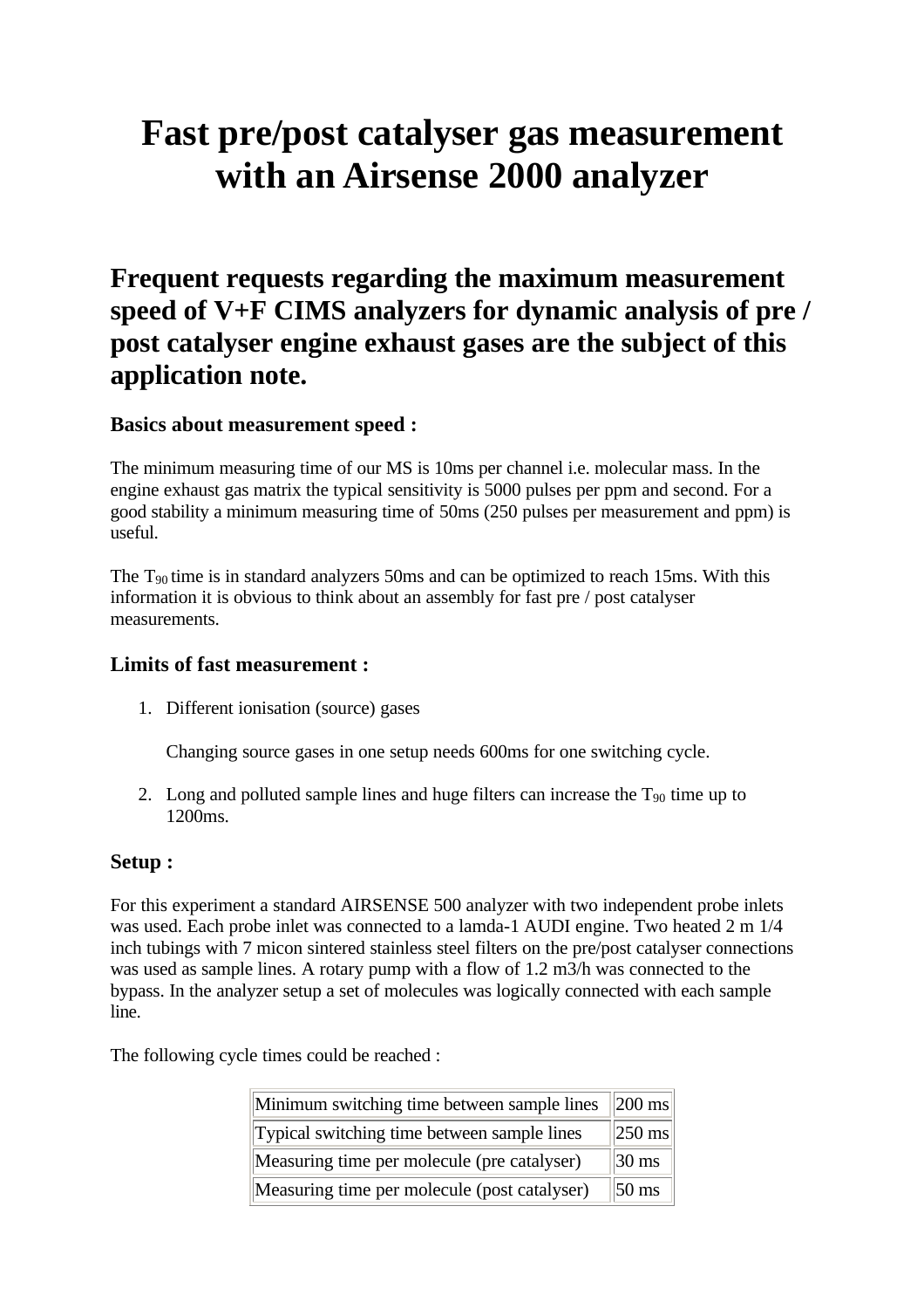# Fast pre/post catalyser gas measurement with an Airsense 2000 analyzer

## Frequent requests regarding the maximum measurement speed of V+F CIMS analyzers for dynamic analysis of pre / post catalyser engine exhaust gases are the subject of this application note.

### Basics about measurement speed :

The minimum measuring time of our MS is 10ms per channel i.e. molecular mass. In the engine exhaust gas matrix the typical sensitivity is 5000 pulses per ppm and second. For a good stability a minimum measuring time of 50ms (250 pulses per measurement and ppm) is useful.

The $T_{90}$ time is in standard analyzers 50ms and can be optimized to reach 15ms. With this information it is obvious to think about an assembly for fast pre / post catalyser measurements.

### Limits of fast measurement :

1. Different ionisation (source) gases

   Changing source gases in one setup needs 600ms for one switching cycle.

2. Long and polluted sample lines and huge filters can increase the $T_{90}$ time up to 1200ms.

### Setup :

For this experiment a standard AIRSENSE 500 analyzer with two independent probe inlets was used. Each probe inlet was connected to a lamda-1 AUDI engine. Two heated 2 m 1/4 inch tubings with 7 micon sintered stainless steel filters on the pre/post catalyser connections was used as sample lines. A rotary pump with a flow of 1.2 m3/h was connected to the bypass. In the analyzer setup a set of molecules was logically connected with each sample line.

The following cycle times could be reached :

| | |
|---|---|
| Minimum switching time between sample lines | 200 ms |
| Typical switching time between sample lines | 250 ms |
| Measuring time per molecule (pre catalyser) | 30 ms |
| Measuring time per molecule (post catalyser) | 50 ms |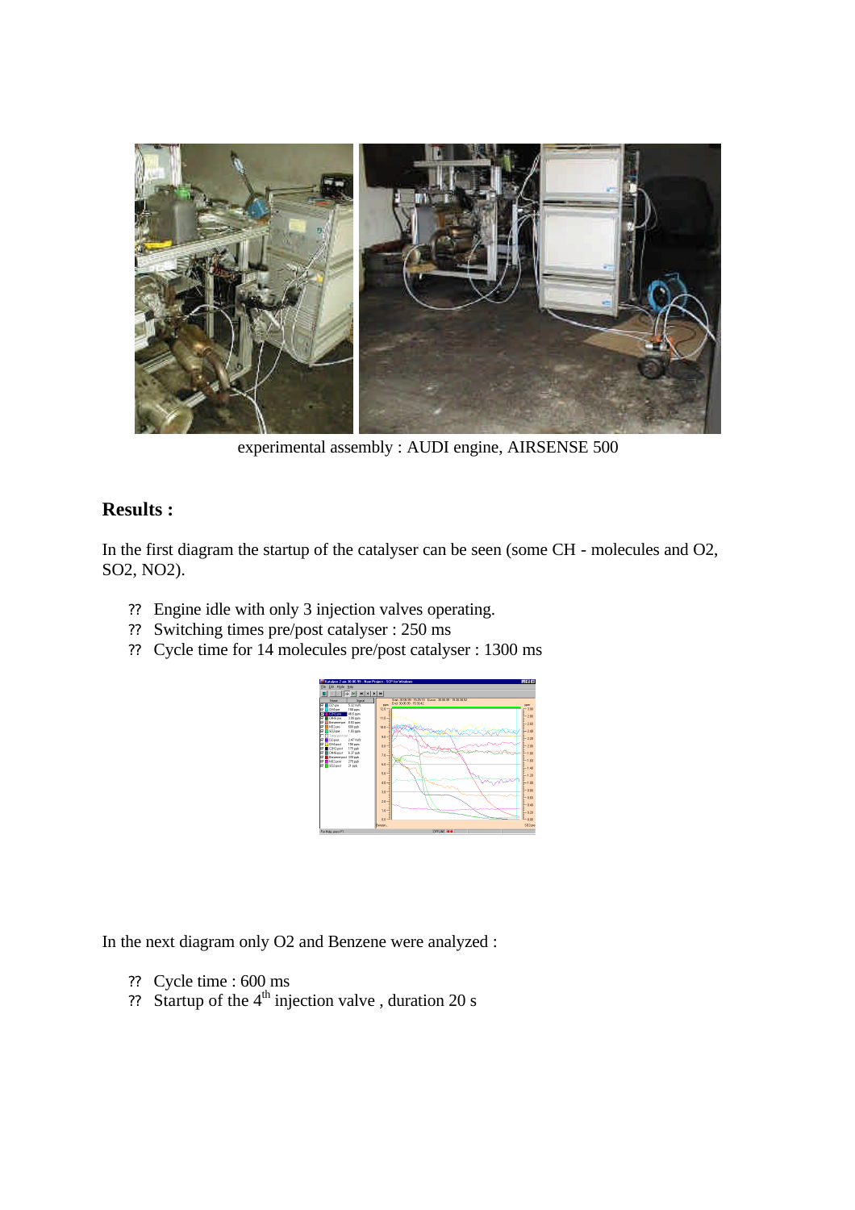experimental assembly : AUDI engine, AIRSENSE 500

## Results :

In the first diagram the startup of the catalyser can be seen (some CH - molecules and $O_2$, $SO_2$, $NO_2$).

- Engine idle with only 3 injection valves operating.
- Switching times pre/post catalyser : 250 ms
- Cycle time for 14 molecules pre/post catalyser : 1300 ms

In the next diagram only $O_2$ and Benzene were analyzed :

- Cycle time : 600 ms
- Startup of the 4th injection valve , duration 20 s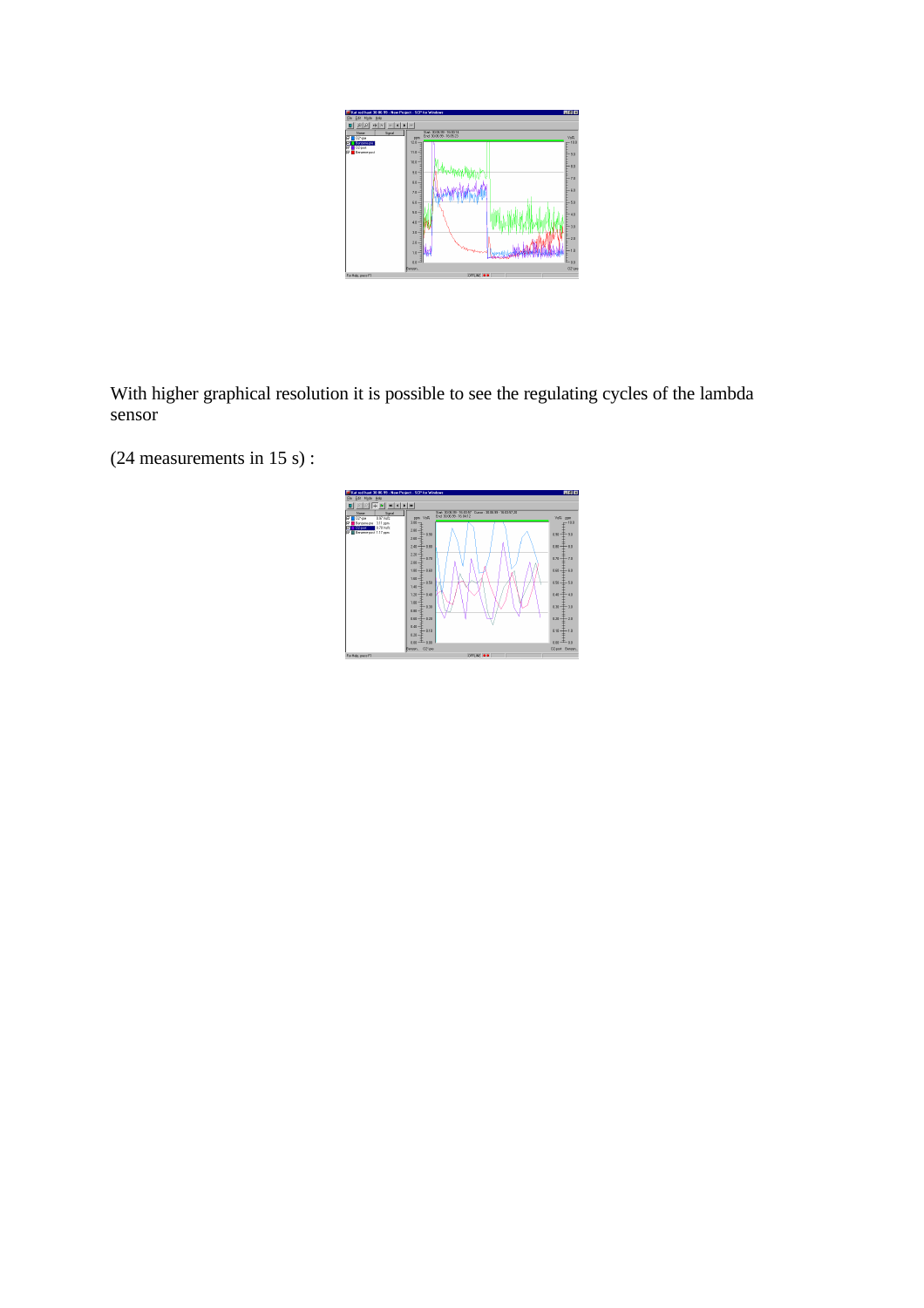With higher graphical resolution it is possible to see the regulating cycles of the lambda sensor

(24 measurements in 15 s) :